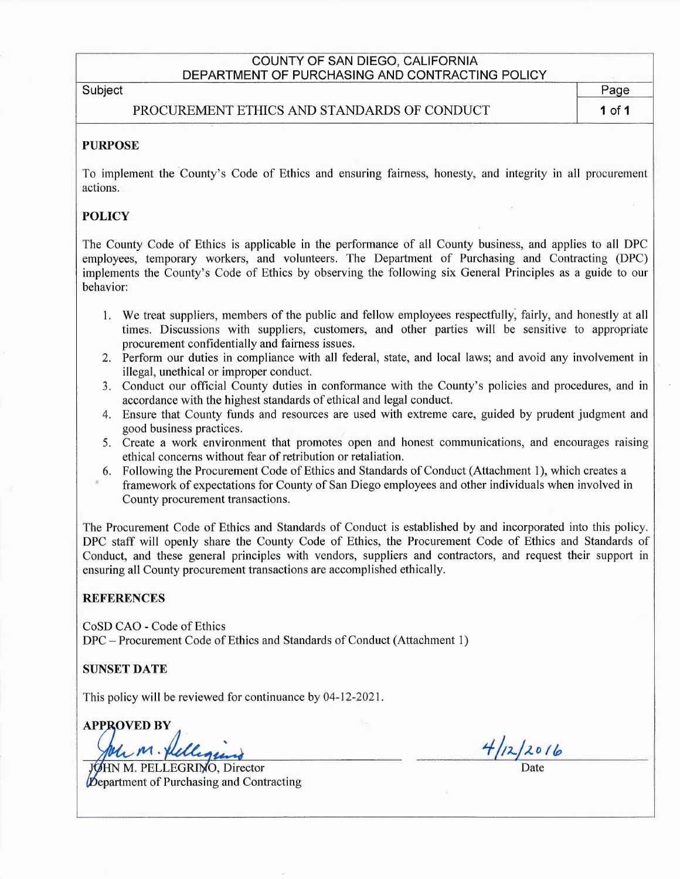COUNTY OF SAN DIEGO, CALIFORNIA
DEPARTMENT OF PURCHASING AND CONTRACTING POLICY

Subject

# PROCUREMENT ETHICS AND STANDARDS OF CONDUCT

## PURPOSE

To implement the County's Code of Ethics and ensuring fairness, honesty, and integrity in all procurement actions.

## POLICY

The County Code of Ethics is applicable in the performance of all County business, and applies to all DPC employees, temporary workers, and volunteers. The Department of Purchasing and Contracting (DPC) implements the County's Code of Ethics by observing the following six General Principles as a guide to our behavior:

1. We treat suppliers, members of the public and fellow employees respectfully, fairly, and honestly at all times. Discussions with suppliers, customers, and other parties will be sensitive to appropriate procurement confidentially and fairness issues.
2. Perform our duties in compliance with all federal, state, and local laws; and avoid any involvement in illegal, unethical or improper conduct.
3. Conduct our official County duties in conformance with the County's policies and procedures, and in accordance with the highest standards of ethical and legal conduct.
4. Ensure that County funds and resources are used with extreme care, guided by prudent judgment and good business practices.
5. Create a work environment that promotes open and honest communications, and encourages raising ethical concerns without fear of retribution or retaliation.
6. Following the Procurement Code of Ethics and Standards of Conduct (Attachment 1), which creates a framework of expectations for County of San Diego employees and other individuals when involved in County procurement transactions.

The Procurement Code of Ethics and Standards of Conduct is established by and incorporated into this policy. DPC staff will openly share the County Code of Ethics, the Procurement Code of Ethics and Standards of Conduct, and these general principles with vendors, suppliers and contractors, and request their support in ensuring all County procurement transactions are accomplished ethically.

## REFERENCES

CoSD CAO - Code of Ethics
DPC – Procurement Code of Ethics and Standards of Conduct (Attachment 1)

## SUNSET DATE

This policy will be reviewed for continuance by 04-12-2021.

## APPROVED BY

JOHN M. PELLEGRINO, Director
Department of Purchasing and Contracting

4/12/2016
Date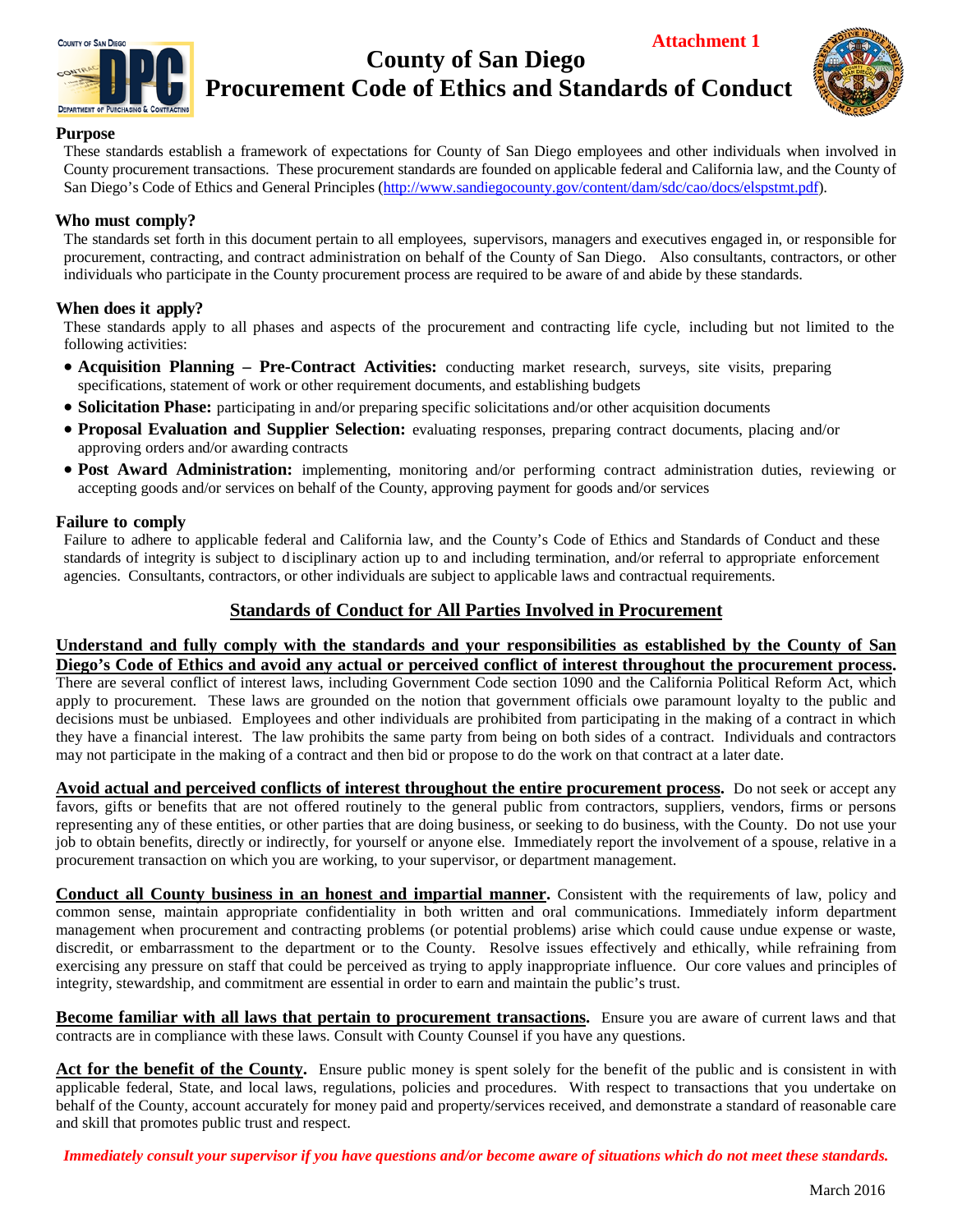**Attachment 1**

# County of San Diego
# Procurement Code of Ethics and Standards of Conduct

### Purpose

These standards establish a framework of expectations for County of San Diego employees and other individuals when involved in County procurement transactions. These procurement standards are founded on applicable federal and California law, and the County of San Diego's Code of Ethics and General Principles (http://www.sandiegocounty.gov/content/dam/sdc/cao/docs/elspstmt.pdf).

### Who must comply?

The standards set forth in this document pertain to all employees, supervisors, managers and executives engaged in, or responsible for procurement, contracting, and contract administration on behalf of the County of San Diego. Also consultants, contractors, or other individuals who participate in the County procurement process are required to be aware of and abide by these standards.

### When does it apply?

These standards apply to all phases and aspects of the procurement and contracting life cycle, including but not limited to the following activities:

- **Acquisition Planning – Pre-Contract Activities:** conducting market research, surveys, site visits, preparing specifications, statement of work or other requirement documents, and establishing budgets
- **Solicitation Phase:** participating in and/or preparing specific solicitations and/or other acquisition documents
- **Proposal Evaluation and Supplier Selection:** evaluating responses, preparing contract documents, placing and/or approving orders and/or awarding contracts
- **Post Award Administration:** implementing, monitoring and/or performing contract administration duties, reviewing or accepting goods and/or services on behalf of the County, approving payment for goods and/or services

### Failure to comply

Failure to adhere to applicable federal and California law, and the County's Code of Ethics and Standards of Conduct and these standards of integrity is subject to disciplinary action up to and including termination, and/or referral to appropriate enforcement agencies. Consultants, contractors, or other individuals are subject to applicable laws and contractual requirements.

## Standards of Conduct for All Parties Involved in Procurement

**Understand and fully comply with the standards and your responsibilities as established by the County of San Diego's Code of Ethics and avoid any actual or perceived conflict of interest throughout the procurement process.** There are several conflict of interest laws, including Government Code section 1090 and the California Political Reform Act, which apply to procurement. These laws are grounded on the notion that government officials owe paramount loyalty to the public and decisions must be unbiased. Employees and other individuals are prohibited from participating in the making of a contract in which they have a financial interest. The law prohibits the same party from being on both sides of a contract. Individuals and contractors may not participate in the making of a contract and then bid or propose to do the work on that contract at a later date.

**Avoid actual and perceived conflicts of interest throughout the entire procurement process.** Do not seek or accept any favors, gifts or benefits that are not offered routinely to the general public from contractors, suppliers, vendors, firms or persons representing any of these entities, or other parties that are doing business, or seeking to do business, with the County. Do not use your job to obtain benefits, directly or indirectly, for yourself or anyone else. Immediately report the involvement of a spouse, relative in a procurement transaction on which you are working, to your supervisor, or department management.

**Conduct all County business in an honest and impartial manner.** Consistent with the requirements of law, policy and common sense, maintain appropriate confidentiality in both written and oral communications. Immediately inform department management when procurement and contracting problems (or potential problems) arise which could cause undue expense or waste, discredit, or embarrassment to the department or to the County. Resolve issues effectively and ethically, while refraining from exercising any pressure on staff that could be perceived as trying to apply inappropriate influence. Our core values and principles of integrity, stewardship, and commitment are essential in order to earn and maintain the public's trust.

**Become familiar with all laws that pertain to procurement transactions.** Ensure you are aware of current laws and that contracts are in compliance with these laws. Consult with County Counsel if you have any questions.

**Act for the benefit of the County.** Ensure public money is spent solely for the benefit of the public and is consistent in with applicable federal, State, and local laws, regulations, policies and procedures. With respect to transactions that you undertake on behalf of the County, account accurately for money paid and property/services received, and demonstrate a standard of reasonable care and skill that promotes public trust and respect.

***Immediately consult your supervisor if you have questions and/or become aware of situations which do not meet these standards.***

March 2016